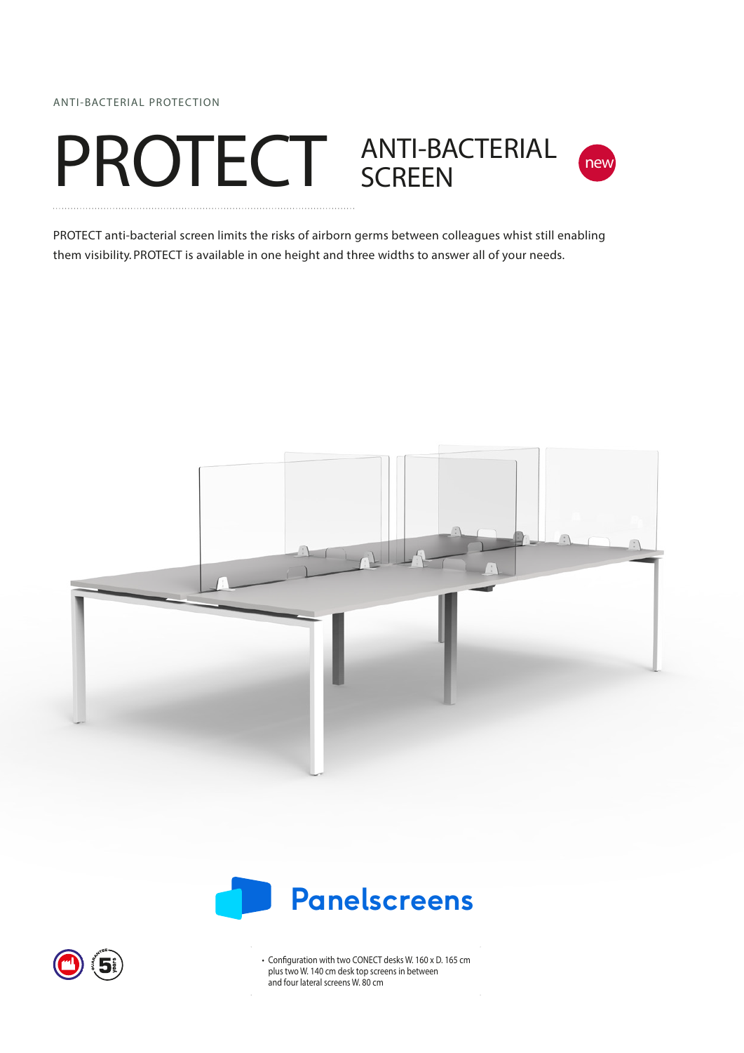ANTI-BACTERIAL PROTECTION

# PROTECT

## ANTI-BACTERIAL SCREEN

new

PROTECT anti-bacterial screen limits the risks of airborn germs between colleagues whist still enabling them visibility. PROTECT is available in one height and three widths to answer all of your needs.

Panelscreens

- Configuration with two CONECT desks W. 160 x D. 165 cm plus two W. 140 cm desk top screens in between and four lateral screens W. 80 cm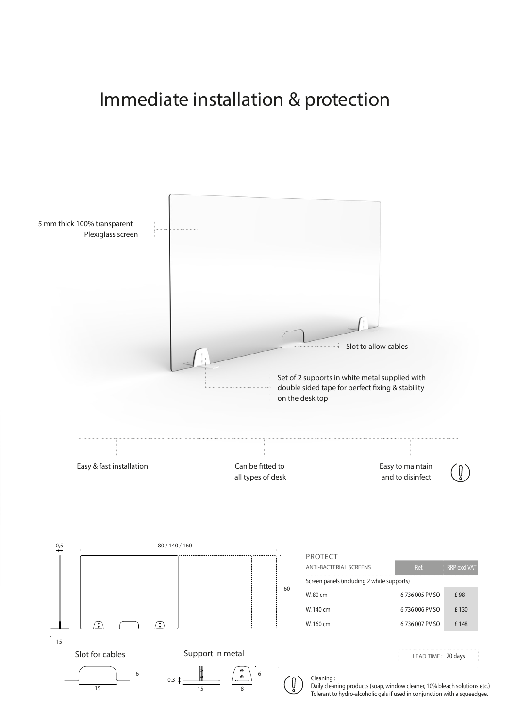# Immediate installation & protection

5 mm thick 100% transparent Plexiglass screen

Slot to allow cables

Set of 2 supports in white metal supplied with double sided tape for perfect fixing & stability on the desk top

Easy & fast installation

Can be fitted to all types of desk

Easy to maintain and to disinfect

0,5

80 / 140 / 160

60

15

Slot for cables

6

15

Support in metal

0,3

15

8

6

| PROTECT<br>ANTI-BACTERIAL SCREENS | Ref. | RRP excl VAT |
|---|---|---|
| Screen panels (including 2 white supports) | | |
| W. 80 cm | 6 736 005 PV SO | £ 98 |
| W. 140 cm | 6 736 006 PV SO | £ 130 |
| W. 160 cm | 6 736 007 PV SO | £ 148 |

LEAD TIME : 20 days

Cleaning :
Daily cleaning products (soap, window cleaner, 10% bleach solutions etc.)
Tolerant to hydro-alcoholic gels if used in conjunction with a squeedgee.